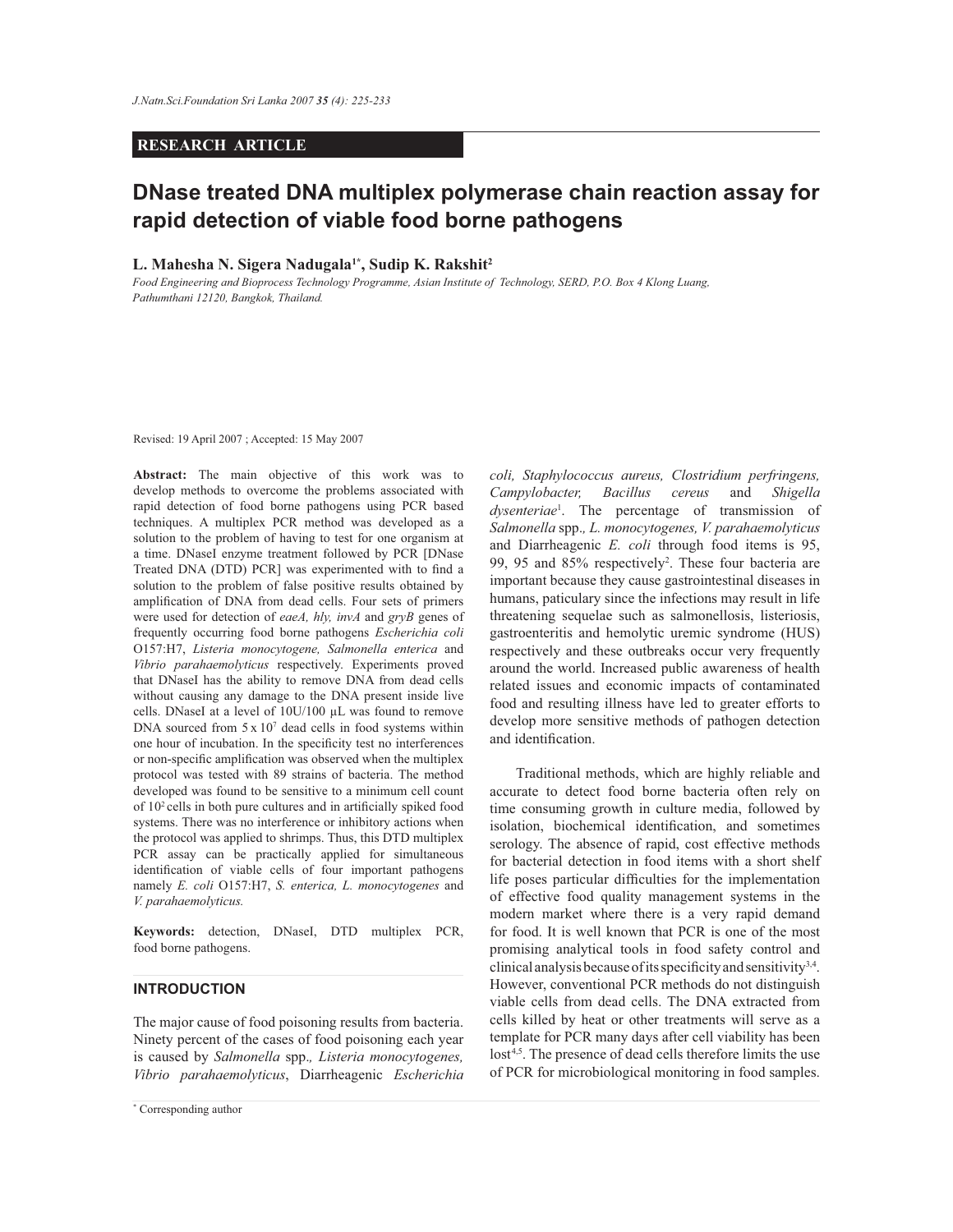RESEARCH ARTICLE

# DNase treated DNA multiplex polymerase chain reaction assay for rapid detection of viable food borne pathogens

**L. Mahesha N. Sigera Nadugala[1*], Sudip K. Rakshit[2]**

*Food Engineering and Bioprocess Technology Programme, Asian Institute of Technology, SERD, P.O. Box 4 Klong Luang, Pathumthani 12120, Bangkok, Thailand.*

Revised: 19 April 2007 ; Accepted: 15 May 2007

**Abstract:** The main objective of this work was to develop methods to overcome the problems associated with rapid detection of food borne pathogens using PCR based techniques. A multiplex PCR method was developed as a solution to the problem of having to test for one organism at a time. DNaseI enzyme treatment followed by PCR [DNase Treated DNA (DTD) PCR] was experimented with to find a solution to the problem of false positive results obtained by amplification of DNA from dead cells. Four sets of primers were used for detection of *eaeA, hly, invA* and *gryB* genes of frequently occurring food borne pathogens *Escherichia coli* O157:H7, *Listeria monocytogene, Salmonella enterica* and *Vibrio parahaemolyticus* respectively. Experiments proved that DNaseI has the ability to remove DNA from dead cells without causing any damage to the DNA present inside live cells. DNaseI at a level of 10U/100 µL was found to remove DNA sourced from $5 \times 10^7$ dead cells in food systems within one hour of incubation. In the specificity test no interferences or non-specific amplification was observed when the multiplex protocol was tested with 89 strains of bacteria. The method developed was found to be sensitive to a minimum cell count of $10^2$ cells in both pure cultures and in artificially spiked food systems. There was no interference or inhibitory actions when the protocol was applied to shrimps. Thus, this DTD multiplex PCR assay can be practically applied for simultaneous identification of viable cells of four important pathogens namely *E. coli* O157:H7, *S. enterica, L. monocytogenes* and *V. parahaemolyticus.*

**Keywords:** detection, DNaseI, DTD multiplex PCR, food borne pathogens.

## INTRODUCTION

The major cause of food poisoning results from bacteria. Ninety percent of the cases of food poisoning each year is caused by *Salmonella* spp.*, Listeria monocytogenes, Vibrio parahaemolyticus*, Diarrheagenic *Escherichia coli, Staphylococcus aureus, Clostridium perfringens, Campylobacter, Bacillus cereus* and *Shigella dysenteriae*[1]. The percentage of transmission of *Salmonella* spp.*, L. monocytogenes, V. parahaemolyticus* and Diarrheagenic *E. coli* through food items is 95, 99, 95 and 85% respectively[2]. These four bacteria are important because they cause gastrointestinal diseases in humans, paticulary since the infections may result in life threatening sequelae such as salmonellosis, listeriosis, gastroenteritis and hemolytic uremic syndrome (HUS) respectively and these outbreaks occur very frequently around the world. Increased public awareness of health related issues and economic impacts of contaminated food and resulting illness have led to greater efforts to develop more sensitive methods of pathogen detection and identification.

Traditional methods, which are highly reliable and accurate to detect food borne bacteria often rely on time consuming growth in culture media, followed by isolation, biochemical identification, and sometimes serology. The absence of rapid, cost effective methods for bacterial detection in food items with a short shelf life poses particular difficulties for the implementation of effective food quality management systems in the modern market where there is a very rapid demand for food. It is well known that PCR is one of the most promising analytical tools in food safety control and clinical analysis because of its specificity and sensitivity[3,4]. However, conventional PCR methods do not distinguish viable cells from dead cells. The DNA extracted from cells killed by heat or other treatments will serve as a template for PCR many days after cell viability has been lost[4,5]. The presence of dead cells therefore limits the use of PCR for microbiological monitoring in food samples.

[*] Corresponding author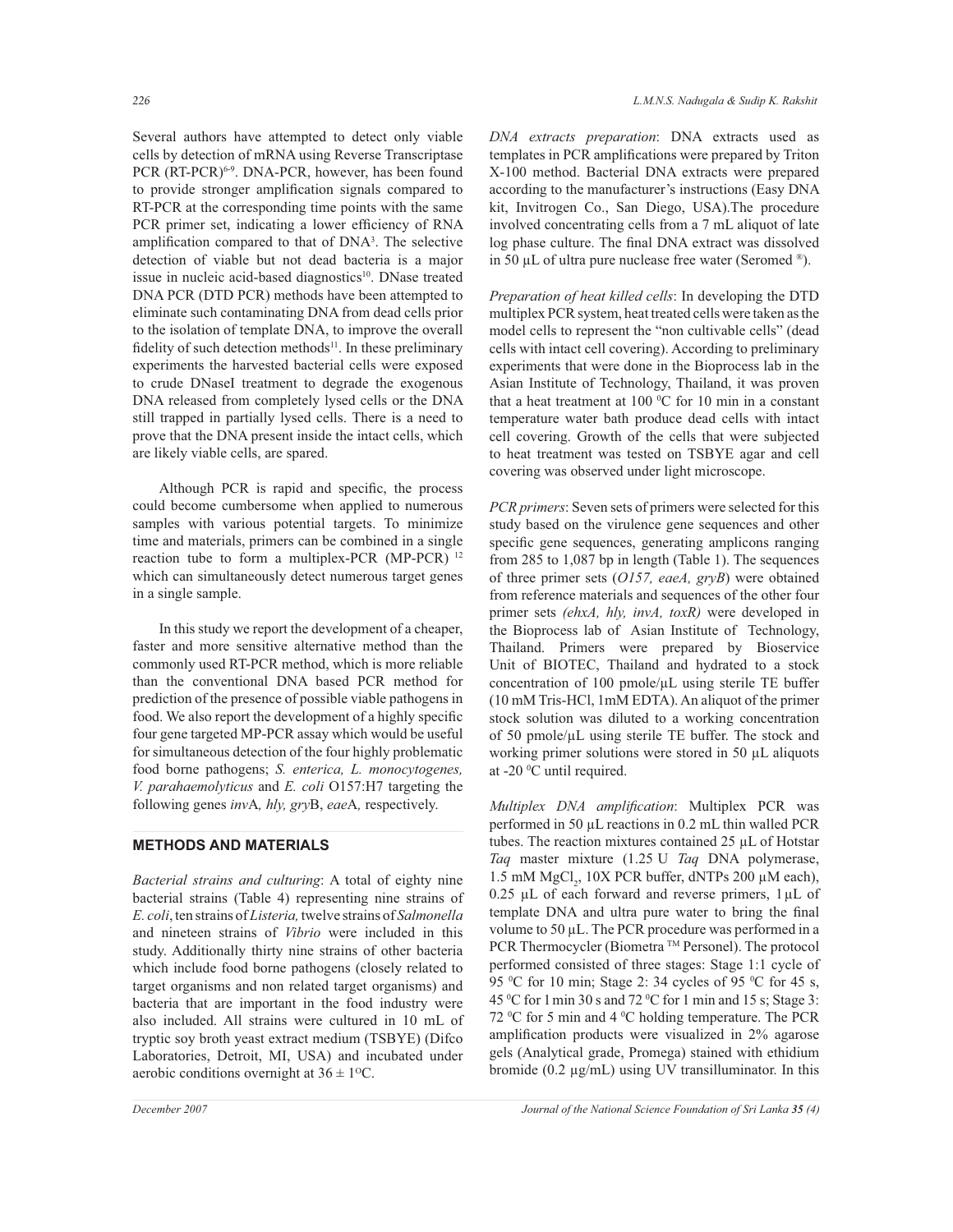Several authors have attempted to detect only viable cells by detection of mRNA using Reverse Transcriptase PCR (RT-PCR)[6-9]. DNA-PCR, however, has been found to provide stronger amplification signals compared to RT-PCR at the corresponding time points with the same PCR primer set, indicating a lower efficiency of RNA amplification compared to that of DNA[3]. The selective detection of viable but not dead bacteria is a major issue in nucleic acid-based diagnostics[10]. DNase treated DNA PCR (DTD PCR) methods have been attempted to eliminate such contaminating DNA from dead cells prior to the isolation of template DNA, to improve the overall fidelity of such detection methods[11]. In these preliminary experiments the harvested bacterial cells were exposed to crude DNaseI treatment to degrade the exogenous DNA released from completely lysed cells or the DNA still trapped in partially lysed cells. There is a need to prove that the DNA present inside the intact cells, which are likely viable cells, are spared.

Although PCR is rapid and specific, the process could become cumbersome when applied to numerous samples with various potential targets. To minimize time and materials, primers can be combined in a single reaction tube to form a multiplex-PCR (MP-PCR) [12] which can simultaneously detect numerous target genes in a single sample.

In this study we report the development of a cheaper, faster and more sensitive alternative method than the commonly used RT-PCR method, which is more reliable than the conventional DNA based PCR method for prediction of the presence of possible viable pathogens in food. We also report the development of a highly specific four gene targeted MP-PCR assay which would be useful for simultaneous detection of the four highly problematic food borne pathogens; *S. enterica, L. monocytogenes, V. parahaemolyticus* and *E. coli* O157:H7 targeting the following genes *inv*A*, hly, gry*B, *eae*A*,* respectively.

## METHODS AND MATERIALS

*Bacterial strains and culturing*: A total of eighty nine bacterial strains (Table 4) representing nine strains of *E. coli*, ten strains of *Listeria,* twelve strains of *Salmonella* and nineteen strains of *Vibrio* were included in this study. Additionally thirty nine strains of other bacteria which include food borne pathogens (closely related to target organisms and non related target organisms) and bacteria that are important in the food industry were also included. All strains were cultured in 10 mL of tryptic soy broth yeast extract medium (TSBYE) (Difco Laboratories, Detroit, MI, USA) and incubated under aerobic conditions overnight at $36 \pm 1$ °C.

*DNA extracts preparation*: DNA extracts used as templates in PCR amplifications were prepared by Triton X-100 method. Bacterial DNA extracts were prepared according to the manufacturer's instructions (Easy DNA kit, Invitrogen Co., San Diego, USA).The procedure involved concentrating cells from a 7 mL aliquot of late log phase culture. The final DNA extract was dissolved in 50 µL of ultra pure nuclease free water (Seromed ®).

*Preparation of heat killed cells*: In developing the DTD multiplex PCR system, heat treated cells were taken as the model cells to represent the "non cultivable cells" (dead cells with intact cell covering). According to preliminary experiments that were done in the Bioprocess lab in the Asian Institute of Technology, Thailand, it was proven that a heat treatment at 100 °C for 10 min in a constant temperature water bath produce dead cells with intact cell covering. Growth of the cells that were subjected to heat treatment was tested on TSBYE agar and cell covering was observed under light microscope.

*PCR primers*: Seven sets of primers were selected for this study based on the virulence gene sequences and other specific gene sequences, generating amplicons ranging from 285 to 1,087 bp in length (Table 1). The sequences of three primer sets (*O157, eaeA, gryB*) were obtained from reference materials and sequences of the other four primer sets *(ehxA, hly, invA, toxR)* were developed in the Bioprocess lab of Asian Institute of Technology, Thailand. Primers were prepared by Bioservice Unit of BIOTEC, Thailand and hydrated to a stock concentration of 100 pmole/µL using sterile TE buffer (10 mM Tris-HCl, 1mM EDTA). An aliquot of the primer stock solution was diluted to a working concentration of 50 pmole/µL using sterile TE buffer. The stock and working primer solutions were stored in 50 µL aliquots at -20 °C until required.

*Multiplex DNA amplification*: Multiplex PCR was performed in 50 µL reactions in 0.2 mL thin walled PCR tubes. The reaction mixtures contained 25 µL of Hotstar *Taq* master mixture (1.25 U *Taq* DNA polymerase, 1.5 mM $MgCl_2$, 10X PCR buffer, dNTPs 200 µM each), 0.25 µL of each forward and reverse primers, 1 µL of template DNA and ultra pure water to bring the final volume to 50 µL. The PCR procedure was performed in a PCR Thermocycler (Biometra ™ Personel). The protocol performed consisted of three stages: Stage 1:1 cycle of 95 °C for 10 min; Stage 2: 34 cycles of 95 °C for 45 s, 45 °C for 1 min 30 s and 72 °C for 1 min and 15 s; Stage 3: 72 °C for 5 min and 4 °C holding temperature. The PCR amplification products were visualized in 2% agarose gels (Analytical grade, Promega) stained with ethidium bromide (0.2 µg/mL) using UV transilluminator. In this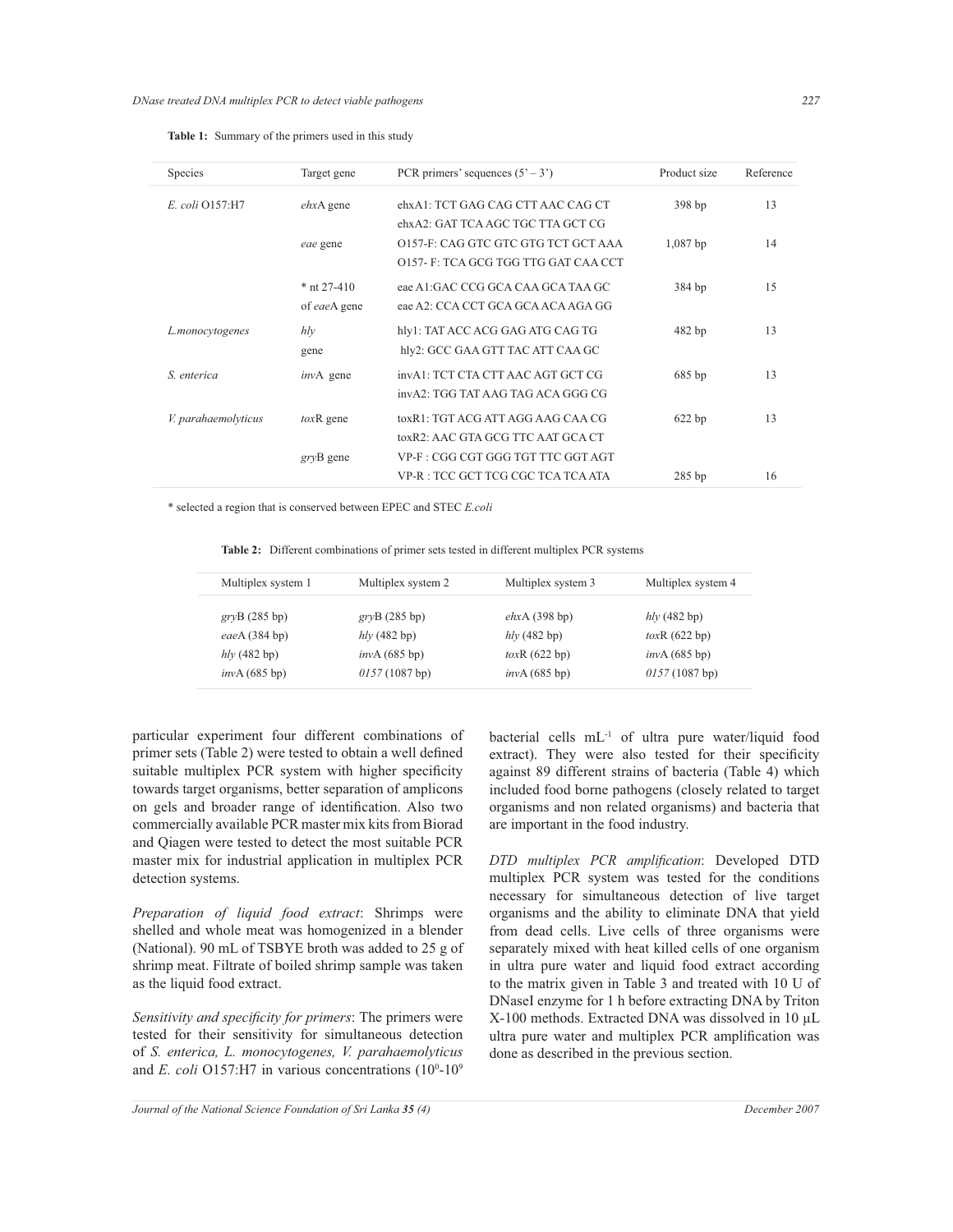**Table 1:** Summary of the primers used in this study

| Species | Target gene | PCR primers' sequences (5' – 3') | Product size | Reference |
|---|---|---|---|---|
| *E. coli* O157:H7 | *ehx*A gene | ehxA1: TCT GAG CAG CTT AAC CAG CT<br>ehxA2: GAT TCA AGC TGC TTA GCT CG | 398 bp | 13 |
| | *eae* gene | O157-F: CAG GTC GTC GTG TCT GCT AAA<br>O157- F: TCA GCG TGG TTG GAT CAA CCT | 1,087 bp | 14 |
| | * nt 27-410 of *eae*A gene | eae A1:GAC CCG GCA CAA GCA TAA GC<br>eae A2: CCA CCT GCA GCA ACA AGA GG | 384 bp | 15 |
| *L.monocytogenes* | *hly* gene | hly1: TAT ACC ACG GAG ATG CAG TG<br>hly2: GCC GAA GTT TAC ATT CAA GC | 482 bp | 13 |
| *S. enterica* | *inv*A gene | invA1: TCT CTA CTT AAC AGT GCT CG<br>invA2: TGG TAT AAG TAG ACA GGG CG | 685 bp | 13 |
| *V. parahaemolyticus* | *tox*R gene | toxR1: TGT ACG ATT AGG AAG CAA CG<br>toxR2: AAC GTA GCG TTC AAT GCA CT | 622 bp | 13 |
| | *gry*B gene | VP-F : CGG CGT GGG TGT TTC GGT AGT<br>VP-R : TCC GCT TCG CGC TCA TCA ATA | 285 bp | 16 |

* selected a region that is conserved between EPEC and STEC *E.coli*

**Table 2:** Different combinations of primer sets tested in different multiplex PCR systems

| Multiplex system 1 | Multiplex system 2 | Multiplex system 3 | Multiplex system 4 |
|---|---|---|---|
| *gry*B (285 bp) | *gry*B (285 bp) | *ehx*A (398 bp) | *hly* (482 bp) |
| *eae*A (384 bp) | *hly* (482 bp) | *hly* (482 bp) | *tox*R (622 bp) |
| *hly* (482 bp) | *inv*A (685 bp) | *tox*R (622 bp) | *inv*A (685 bp) |
| *inv*A (685 bp) | *0157* (1087 bp) | *inv*A (685 bp) | *0157* (1087 bp) |

particular experiment four different combinations of primer sets (Table 2) were tested to obtain a well defined suitable multiplex PCR system with higher specificity towards target organisms, better separation of amplicons on gels and broader range of identification. Also two commercially available PCR master mix kits from Biorad and Qiagen were tested to detect the most suitable PCR master mix for industrial application in multiplex PCR detection systems.

*Preparation of liquid food extract*: Shrimps were shelled and whole meat was homogenized in a blender (National). 90 mL of TSBYE broth was added to 25 g of shrimp meat. Filtrate of boiled shrimp sample was taken as the liquid food extract.

*Sensitivity and specificity for primers*: The primers were tested for their sensitivity for simultaneous detection of *S. enterica, L. monocytogenes, V. parahaemolyticus* and *E. coli* O157:H7 in various concentrations ($10^0$-$10^9$ bacterial cells $mL^{-1}$ of ultra pure water/liquid food extract). They were also tested for their specificity against 89 different strains of bacteria (Table 4) which included food borne pathogens (closely related to target organisms and non related organisms) and bacteria that are important in the food industry.

*DTD multiplex PCR amplification*: Developed DTD multiplex PCR system was tested for the conditions necessary for simultaneous detection of live target organisms and the ability to eliminate DNA that yield from dead cells. Live cells of three organisms were separately mixed with heat killed cells of one organism in ultra pure water and liquid food extract according to the matrix given in Table 3 and treated with 10 U of DNaseI enzyme for 1 h before extracting DNA by Triton X-100 methods. Extracted DNA was dissolved in 10 µL ultra pure water and multiplex PCR amplification was done as described in the previous section.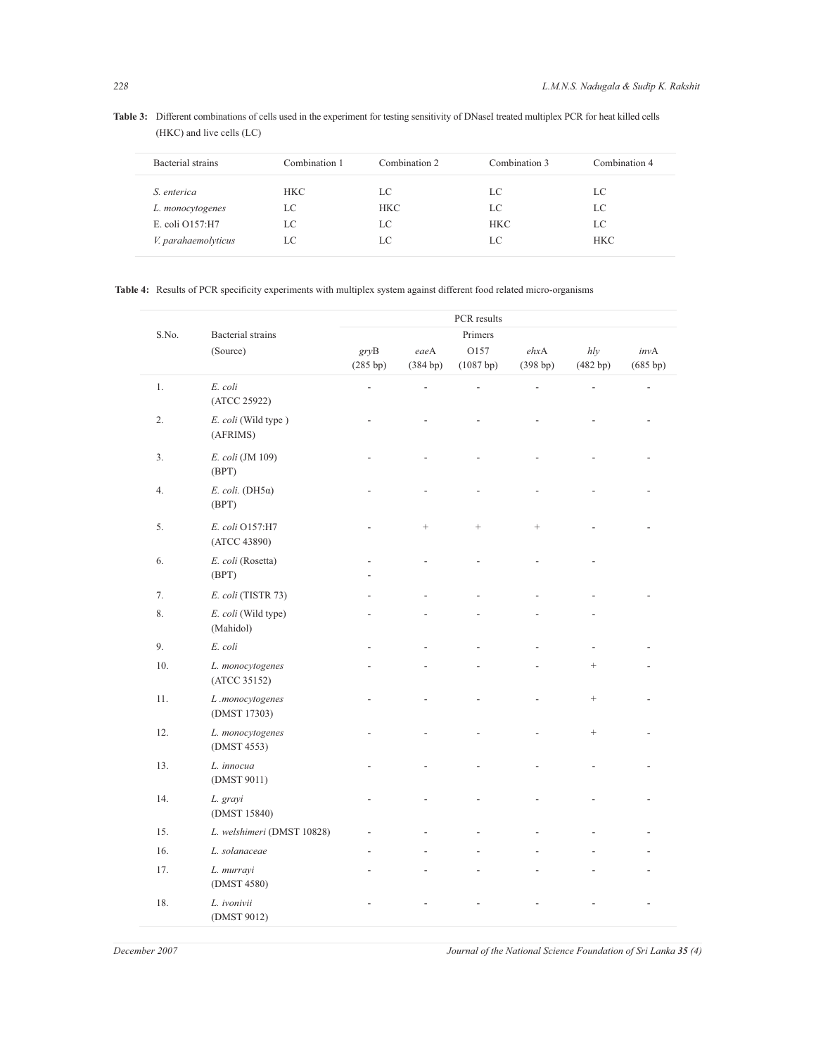**Table 3:** Different combinations of cells used in the experiment for testing sensitivity of DNaseI treated multiplex PCR for heat killed cells (HKC) and live cells (LC)

| Bacterial strains | Combination 1 | Combination 2 | Combination 3 | Combination 4 |
|---|---|---|---|---|
| *S. enterica* | HKC | LC | LC | LC |
| *L. monocytogenes* | LC | HKC | LC | LC |
| E. coli O157:H7 | LC | LC | HKC | LC |
| *V. parahaemolyticus* | LC | LC | LC | HKC |

**Table 4:** Results of PCR specificity experiments with multiplex system against different food related micro-organisms

| S.No. | Bacterial strains (Source) | PCR results Primers *gry*B (285 bp) | *eae*A (384 bp) | O157 (1087 bp) | *ehx*A (398 bp) | *hly* (482 bp) | *inv*A (685 bp) |
|---|---|---|---|---|---|---|---|
| 1. | *E. coli* (ATCC 25922) | - | - | - | - | - | - |
| 2. | *E. coli* (Wild type ) (AFRIMS) | - | - | - | - | - | - |
| 3. | *E. coli* (JM 109) (BPT) | - | - | - | - | - | - |
| 4. | *E. coli.* (DH5α) (BPT) | - | - | - | - | - | - |
| 5. | *E. coli* O157:H7 (ATCC 43890) | - | + | + | + | - | - |
| 6. | *E. coli* (Rosetta) (BPT) | - - | - | - | - | - | |
| 7. | *E. coli* (TISTR 73) | - | - | - | - | - | - |
| 8. | *E. coli* (Wild type) (Mahidol) | - | - | - | - | - | |
| 9. | *E. coli* | - | - | - | - | - | - |
| 10. | *L. monocytogenes* (ATCC 35152) | - | - | - | - | + | - |
| 11. | *L .monocytogenes* (DMST 17303) | - | - | - | - | + | - |
| 12. | *L. monocytogenes* (DMST 4553) | - | - | - | - | + | - |
| 13. | *L. innocua* (DMST 9011) | - | - | - | - | - | - |
| 14. | *L. grayi* (DMST 15840) | - | - | - | - | - | - |
| 15. | *L. welshimeri* (DMST 10828) | - | - | - | - | - | - |
| 16. | *L. solanaceae* | - | - | - | - | - | - |
| 17. | *L. murrayi* (DMST 4580) | - | - | - | - | - | - |
| 18. | *L. ivonivii* (DMST 9012) | - | - | - | - | - | - |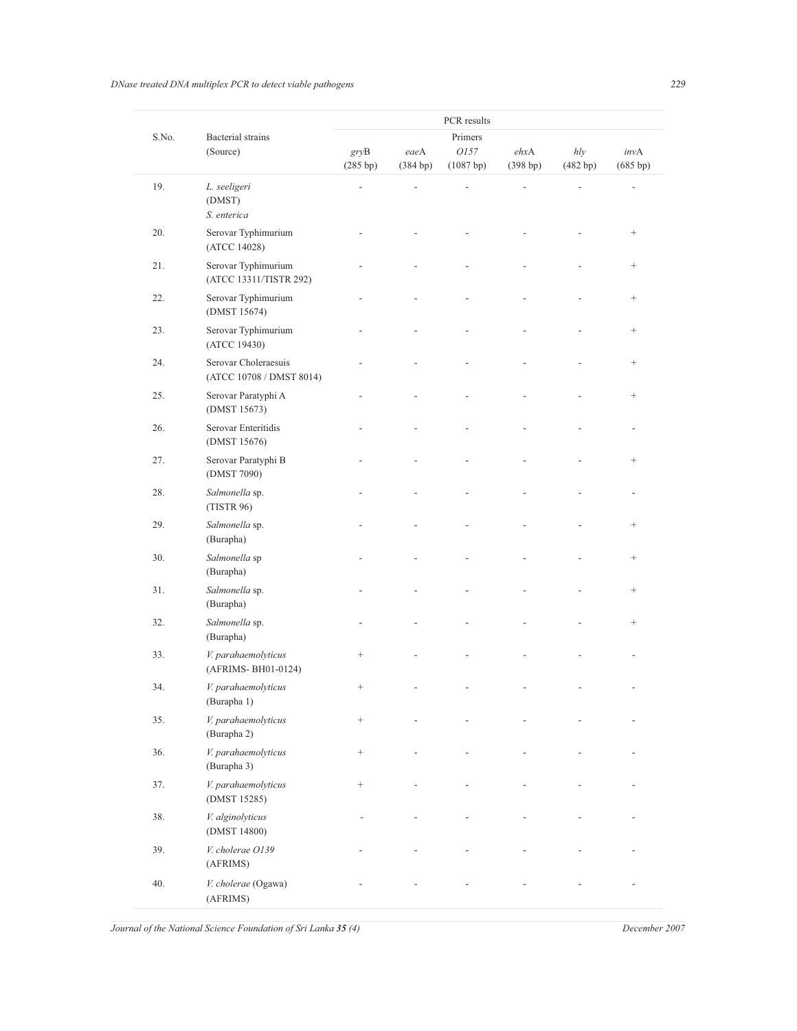| S.No. | Bacterial strains (Source) | PCR results | | | | | |
|---|---|---|---|---|---|---|---|
| | | Primers | | | | | |
| | | *gry*B (285 bp) | *eae*A (384 bp) | *O157* (1087 bp) | *ehx*A (398 bp) | *hly* (482 bp) | *inv*A (685 bp) |
| 19. | *L. seeligeri* (DMST) | - | - | - | - | - | - |
| | *S. enterica* | | | | | | |
| 20. | Serovar Typhimurium (ATCC 14028) | - | - | - | - | - | + |
| 21. | Serovar Typhimurium (ATCC 13311/TISTR 292) | - | - | - | - | - | + |
| 22. | Serovar Typhimurium (DMST 15674) | - | - | - | - | - | + |
| 23. | Serovar Typhimurium (ATCC 19430) | - | - | - | - | - | + |
| 24. | Serovar Choleraesuis (ATCC 10708 / DMST 8014) | - | - | - | - | - | + |
| 25. | Serovar Paratyphi A (DMST 15673) | - | - | - | - | - | + |
| 26. | Serovar Enteritidis (DMST 15676) | - | - | - | - | - | - |
| 27. | Serovar Paratyphi B (DMST 7090) | - | - | - | - | - | + |
| 28. | *Salmonella* sp. (TISTR 96) | - | - | - | - | - | - |
| 29. | *Salmonella* sp. (Burapha) | - | - | - | - | - | + |
| 30. | *Salmonella* sp (Burapha) | - | - | - | - | - | + |
| 31. | *Salmonella* sp. (Burapha) | - | - | - | - | - | + |
| 32. | *Salmonella* sp. (Burapha) | - | - | - | - | - | + |
| 33. | *V. parahaemolyticus* (AFRIMS- BH01-0124) | + | - | - | - | - | - |
| 34. | *V. parahaemolyticus* (Burapha 1) | + | - | - | - | - | - |
| 35. | *V. parahaemolyticus* (Burapha 2) | + | - | - | - | - | - |
| 36. | *V. parahaemolyticus* (Burapha 3) | + | - | - | - | - | - |
| 37. | *V. parahaemolyticus* (DMST 15285) | + | - | - | - | - | - |
| 38. | *V. alginolyticus* (DMST 14800) | - | - | - | - | - | - |
| 39. | *V. cholerae O139* (AFRIMS) | - | - | - | - | - | - |
| 40. | *V. cholerae* (Ogawa) (AFRIMS) | - | - | - | - | - | - |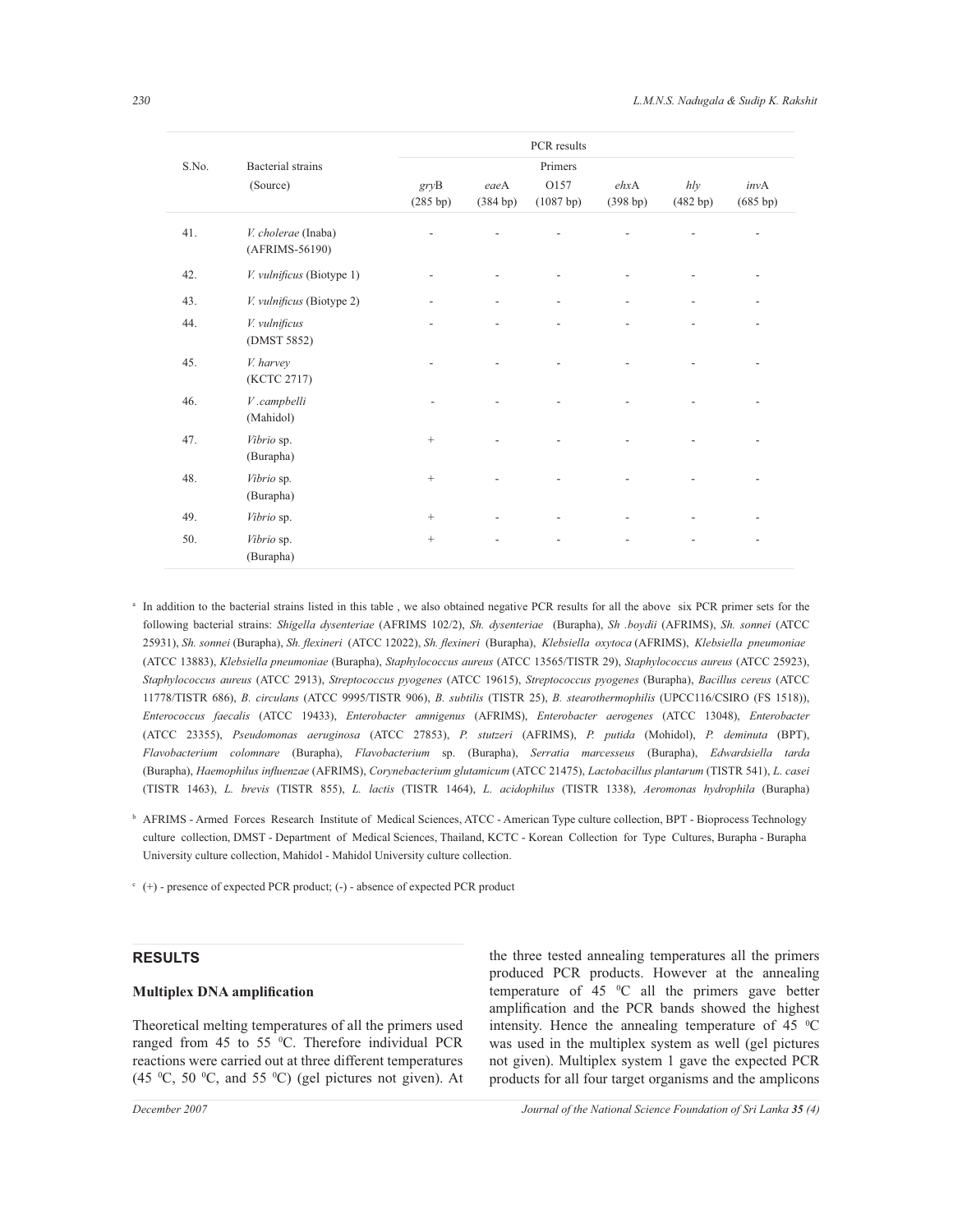| S.No. | Bacterial strains (Source) | PCR results | | | | | |
|---|---|---|---|---|---|---|---|
| | | Primers | | | | | |
| | | *gry*B (285 bp) | *eae*A (384 bp) | O157 (1087 bp) | *ehx*A (398 bp) | *hly* (482 bp) | *inv*A (685 bp) |
| 41. | *V. cholerae* (Inaba) (AFRIMS-56190) | - | - | - | - | - | - |
| 42. | *V. vulnificus* (Biotype 1) | - | - | - | - | - | - |
| 43. | *V. vulnificus* (Biotype 2) | - | - | - | - | - | - |
| 44. | *V. vulnificus* (DMST 5852) | - | - | - | - | - | - |
| 45. | *V. harvey* (KCTC 2717) | - | - | - | - | - | - |
| 46. | *V .campbelli* (Mahidol) | - | - | - | - | - | - |
| 47. | *Vibrio* sp. (Burapha) | + | - | - | - | - | - |
| 48. | *Vibrio* sp. (Burapha) | + | - | - | - | - | - |
| 49. | *Vibrio* sp. | + | - | - | - | - | - |
| 50. | *Vibrio* sp. (Burapha) | + | - | - | - | - | - |

[a] In addition to the bacterial strains listed in this table , we also obtained negative PCR results for all the above six PCR primer sets for the following bacterial strains: *Shigella dysenteriae* (AFRIMS 102/2), *Sh. dysenteriae* (Burapha), *Sh .boydii* (AFRIMS), *Sh. sonnei* (ATCC 25931), *Sh. sonnei* (Burapha), *Sh. flexineri* (ATCC 12022), *Sh. flexineri* (Burapha), *Klebsiella oxytoca* (AFRIMS), *Klebsiella pneumoniae* (ATCC 13883), *Klebsiella pneumoniae* (Burapha), *Staphylococcus aureus* (ATCC 13565/TISTR 29), *Staphylococcus aureus* (ATCC 25923), *Staphylococcus aureus* (ATCC 2913), *Streptococcus pyogenes* (ATCC 19615), *Streptococcus pyogenes* (Burapha), *Bacillus cereus* (ATCC 11778/TISTR 686), *B. circulans* (ATCC 9995/TISTR 906), *B. subtilis* (TISTR 25), *B. stearothermophilis* (UPCC116/CSIRO (FS 1518)), *Enterococcus faecalis* (ATCC 19433), *Enterobacter amnigenus* (AFRIMS), *Enterobacter aerogenes* (ATCC 13048), *Enterobacter* (ATCC 23355), *Pseudomonas aeruginosa* (ATCC 27853), *P. stutzeri* (AFRIMS), *P. putida* (Mohidol), *P. deminuta* (BPT), *Flavobacterium colomnare* (Burapha), *Flavobacterium* sp. (Burapha), *Serratia marcesseus* (Burapha), *Edwardsiella tarda* (Burapha), *Haemophilus influenzae* (AFRIMS), *Corynebacterium glutamicum* (ATCC 21475), *Lactobacillus plantarum* (TISTR 541), *L. casei* (TISTR 1463), *L. brevis* (TISTR 855), *L. lactis* (TISTR 1464), *L. acidophilus* (TISTR 1338), *Aeromonas hydrophila* (Burapha)

[b] AFRIMS - Armed Forces Research Institute of Medical Sciences, ATCC - American Type culture collection, BPT - Bioprocess Technology culture collection, DMST - Department of Medical Sciences, Thailand, KCTC - Korean Collection for Type Cultures, Burapha - Burapha University culture collection, Mahidol - Mahidol University culture collection.

[c] (+) - presence of expected PCR product; (-) - absence of expected PCR product

## RESULTS

### Multiplex DNA amplification

Theoretical melting temperatures of all the primers used ranged from 45 to 55 $^{0}$C. Therefore individual PCR reactions were carried out at three different temperatures (45 $^{0}$C, 50 $^{0}$C, and 55 $^{0}$C) (gel pictures not given). At the three tested annealing temperatures all the primers produced PCR products. However at the annealing temperature of 45 $^{0}$C all the primers gave better amplification and the PCR bands showed the highest intensity. Hence the annealing temperature of 45 $^{0}$C was used in the multiplex system as well (gel pictures not given). Multiplex system 1 gave the expected PCR products for all four target organisms and the amplicons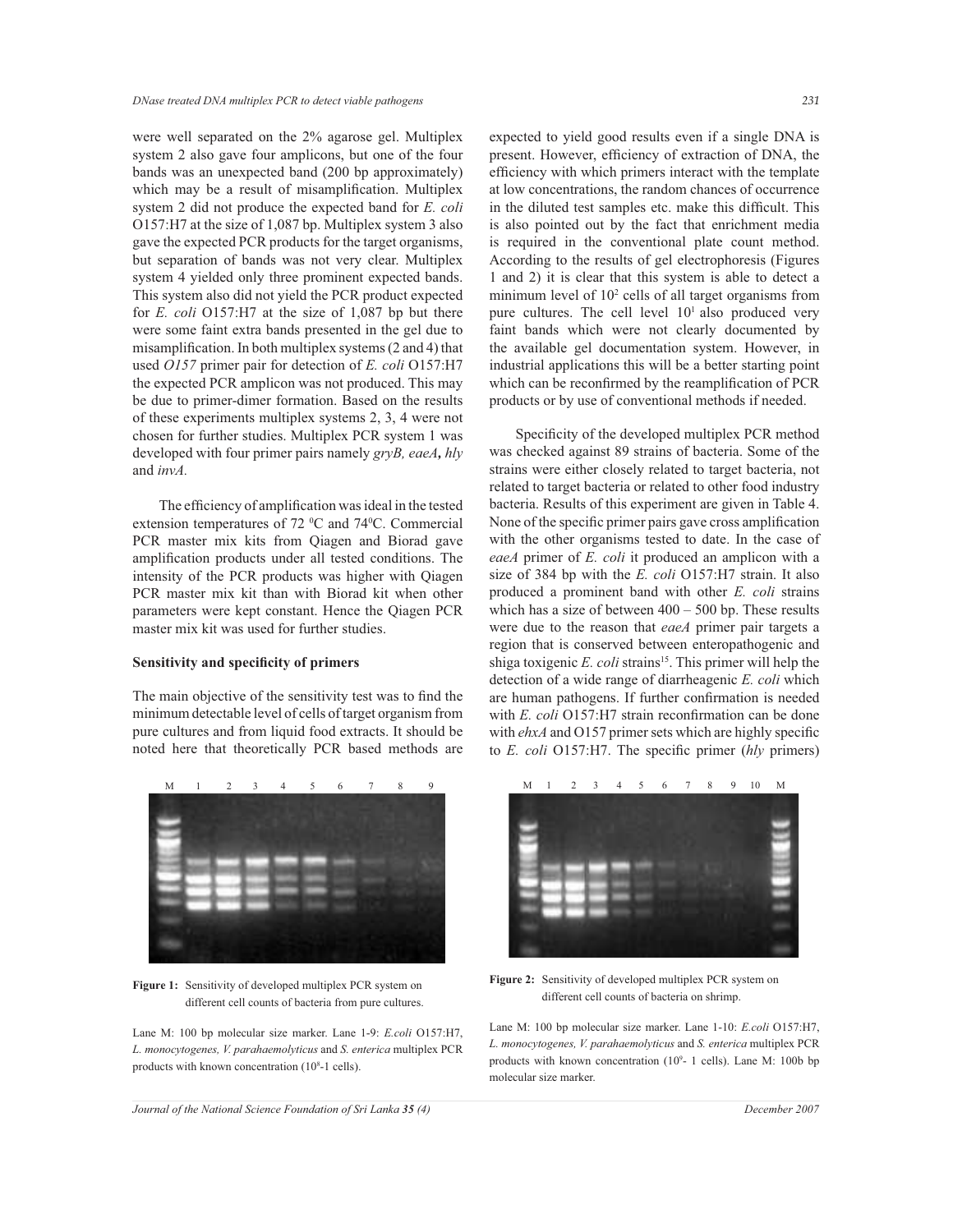were well separated on the 2% agarose gel. Multiplex system 2 also gave four amplicons, but one of the four bands was an unexpected band (200 bp approximately) which may be a result of misamplification. Multiplex system 2 did not produce the expected band for *E. coli* O157:H7 at the size of 1,087 bp. Multiplex system 3 also gave the expected PCR products for the target organisms, but separation of bands was not very clear. Multiplex system 4 yielded only three prominent expected bands. This system also did not yield the PCR product expected for *E. coli* O157:H7 at the size of 1,087 bp but there were some faint extra bands presented in the gel due to misamplification. In both multiplex systems (2 and 4) that used *O157* primer pair for detection of *E. coli* O157:H7 the expected PCR amplicon was not produced. This may be due to primer-dimer formation. Based on the results of these experiments multiplex systems 2, 3, 4 were not chosen for further studies. Multiplex PCR system 1 was developed with four primer pairs namely *gryB, eaeA***,** *hly* and *invA.*

The efficiency of amplification was ideal in the tested extension temperatures of 72 $^0$C and 74$^0$C. Commercial PCR master mix kits from Qiagen and Biorad gave amplification products under all tested conditions. The intensity of the PCR products was higher with Qiagen PCR master mix kit than with Biorad kit when other parameters were kept constant. Hence the Qiagen PCR master mix kit was used for further studies.

**Sensitivity and specificity of primers**

The main objective of the sensitivity test was to find the minimum detectable level of cells of target organism from pure cultures and from liquid food extracts. It should be noted here that theoretically PCR based methods are expected to yield good results even if a single DNA is present. However, efficiency of extraction of DNA, the efficiency with which primers interact with the template at low concentrations, the random chances of occurrence in the diluted test samples etc. make this difficult. This is also pointed out by the fact that enrichment media is required in the conventional plate count method. According to the results of gel electrophoresis (Figures 1 and 2) it is clear that this system is able to detect a minimum level of $10^2$ cells of all target organisms from pure cultures. The cell level $10^1$ also produced very faint bands which were not clearly documented by the available gel documentation system. However, in industrial applications this will be a better starting point which can be reconfirmed by the reamplification of PCR products or by use of conventional methods if needed.

Specificity of the developed multiplex PCR method was checked against 89 strains of bacteria. Some of the strains were either closely related to target bacteria, not related to target bacteria or related to other food industry bacteria. Results of this experiment are given in Table 4. None of the specific primer pairs gave cross amplification with the other organisms tested to date. In the case of *eaeA* primer of *E. coli* it produced an amplicon with a size of 384 bp with the *E. coli* O157:H7 strain. It also produced a prominent band with other *E. coli* strains which has a size of between 400 – 500 bp. These results were due to the reason that *eaeA* primer pair targets a region that is conserved between enteropathogenic and shiga toxigenic *E. coli* strains[15]. This primer will help the detection of a wide range of diarrheagenic *E. coli* which are human pathogens. If further confirmation is needed with *E. coli* O157:H7 strain reconfirmation can be done with *ehxA* and O157 primer sets which are highly specific to *E. coli* O157:H7. The specific primer (*hly* primers)

**Figure 1:** Sensitivity of developed multiplex PCR system on different cell counts of bacteria from pure cultures.

Lane M: 100 bp molecular size marker. Lane 1-9: *E.coli* O157:H7, *L. monocytogenes, V. parahaemolyticus* and *S. enterica* multiplex PCR products with known concentration ($10^8$-1 cells).

**Figure 2:** Sensitivity of developed multiplex PCR system on different cell counts of bacteria on shrimp.

Lane M: 100 bp molecular size marker. Lane 1-10: *E.coli* O157:H7, *L. monocytogenes, V. parahaemolyticus* and *S. enterica* multiplex PCR products with known concentration ($10^9$- 1 cells). Lane M: 100b bp molecular size marker.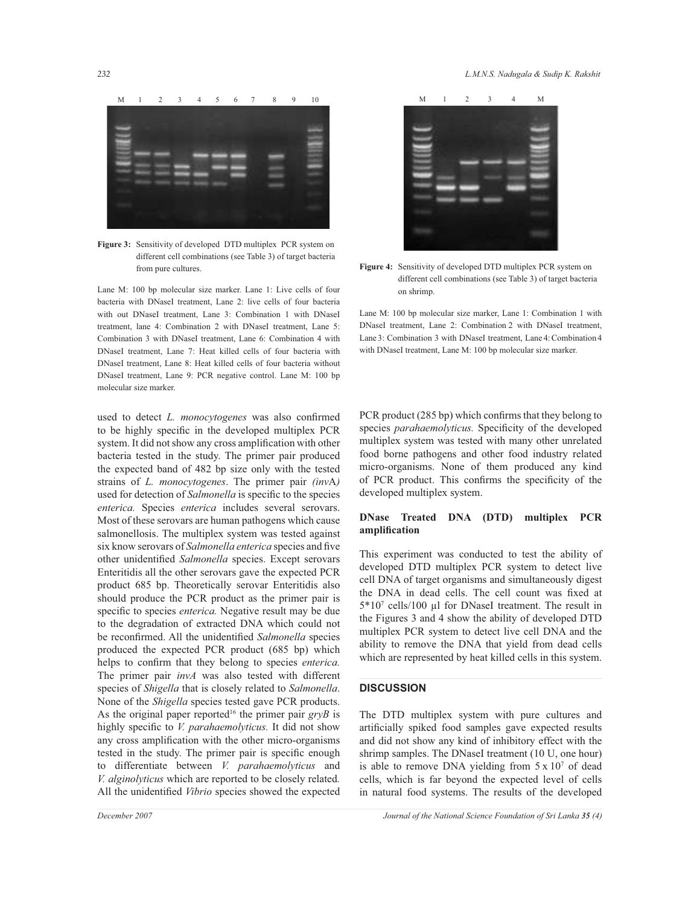**Figure 3:** Sensitivity of developed DTD multiplex PCR system on different cell combinations (see Table 3) of target bacteria from pure cultures.

Lane M: 100 bp molecular size marker. Lane 1: Live cells of four bacteria with DNaseI treatment, Lane 2: live cells of four bacteria with out DNaseI treatment, Lane 3: Combination 1 with DNaseI treatment, lane 4: Combination 2 with DNaseI treatment, Lane 5: Combination 3 with DNaseI treatment, Lane 6: Combination 4 with DNaseI treatment, Lane 7: Heat killed cells of four bacteria with DNaseI treatment, Lane 8: Heat killed cells of four bacteria without DNaseI treatment, Lane 9: PCR negative control. Lane M: 100 bp molecular size marker.

**Figure 4:** Sensitivity of developed DTD multiplex PCR system on different cell combinations (see Table 3) of target bacteria on shrimp.

Lane M: 100 bp molecular size marker, Lane 1: Combination 1 with DNaseI treatment, Lane 2: Combination 2 with DNaseI treatment, Lane 3: Combination 3 with DNaseI treatment, Lane 4: Combination 4 with DNaseI treatment, Lane M: 100 bp molecular size marker.

used to detect *L. monocytogenes* was also confirmed to be highly specific in the developed multiplex PCR system. It did not show any cross amplification with other bacteria tested in the study. The primer pair produced the expected band of 482 bp size only with the tested strains of *L. monocytogenes*. The primer pair *(invA)* used for detection of *Salmonella* is specific to the species *enterica.* Species *enterica* includes several serovars. Most of these serovars are human pathogens which cause salmonellosis. The multiplex system was tested against six know serovars of *Salmonella enterica* species and five other unidentified *Salmonella* species. Except serovars Enteritidis all the other serovars gave the expected PCR product 685 bp. Theoretically serovar Enteritidis also should produce the PCR product as the primer pair is specific to species *enterica.* Negative result may be due to the degradation of extracted DNA which could not be reconfirmed. All the unidentified *Salmonella* species produced the expected PCR product (685 bp) which helps to confirm that they belong to species *enterica.* The primer pair *invA* was also tested with different species of *Shigella* that is closely related to *Salmonella*. None of the *Shigella* species tested gave PCR products. As the original paper reported[16] the primer pair *gryB* is highly specific to *V. parahaemolyticus.* It did not show any cross amplification with the other micro-organisms tested in the study. The primer pair is specific enough to differentiate between *V. parahaemolyticus* and *V. alginolyticus* which are reported to be closely related*.* All the unidentified *Vibrio* species showed the expected PCR product (285 bp) which confirms that they belong to species *parahaemolyticus.* Specificity of the developed multiplex system was tested with many other unrelated food borne pathogens and other food industry related micro-organisms. None of them produced any kind of PCR product. This confirms the specificity of the developed multiplex system.

### DNase Treated DNA (DTD) multiplex PCR amplification

This experiment was conducted to test the ability of developed DTD multiplex PCR system to detect live cell DNA of target organisms and simultaneously digest the DNA in dead cells. The cell count was fixed at $5*10^7$ cells/100 µl for DNaseI treatment. The result in the Figures 3 and 4 show the ability of developed DTD multiplex PCR system to detect live cell DNA and the ability to remove the DNA that yield from dead cells which are represented by heat killed cells in this system.

## DISCUSSION

The DTD multiplex system with pure cultures and artificially spiked food samples gave expected results and did not show any kind of inhibitory effect with the shrimp samples. The DNaseI treatment (10 U, one hour) is able to remove DNA yielding from $5 \times 10^7$ of dead cells, which is far beyond the expected level of cells in natural food systems. The results of the developed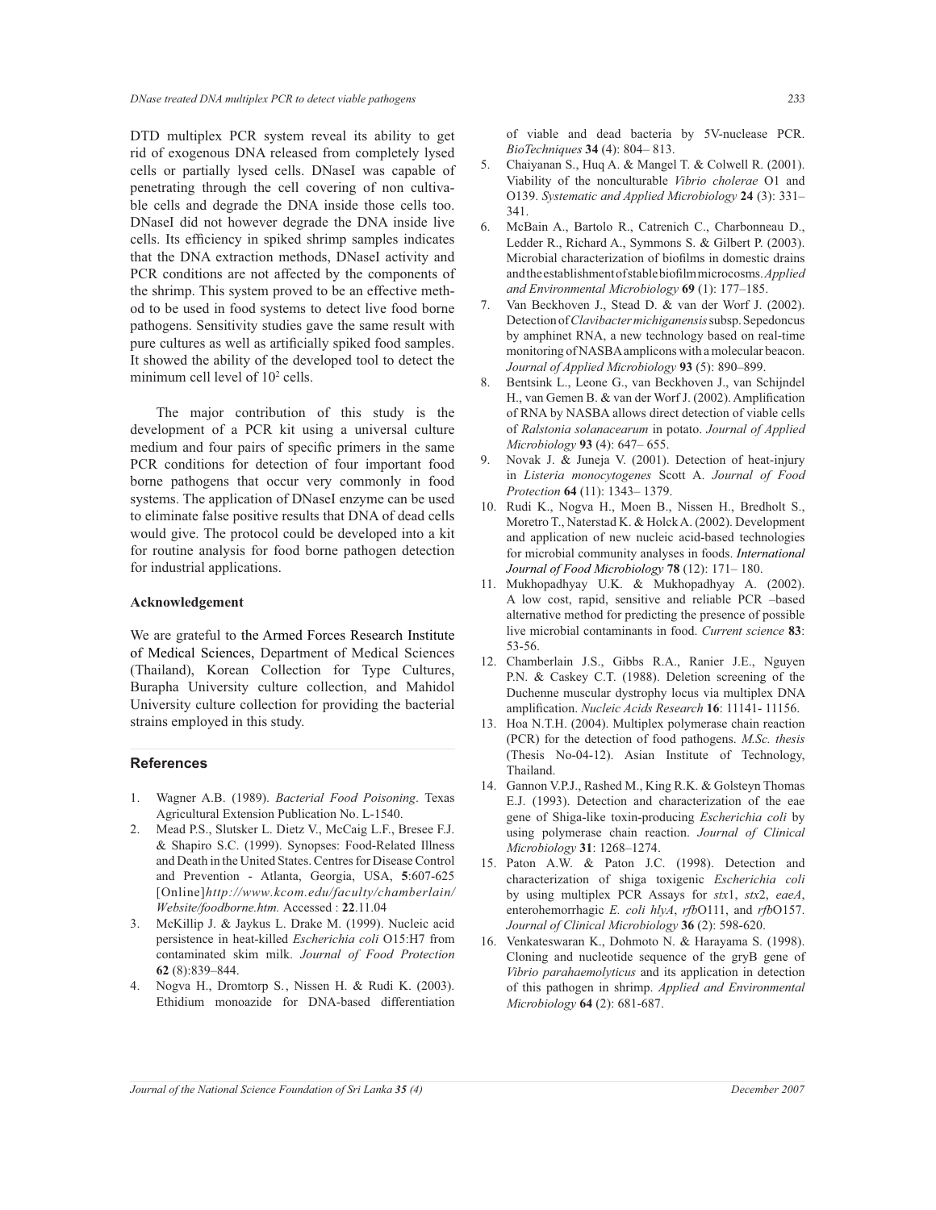DTD multiplex PCR system reveal its ability to get rid of exogenous DNA released from completely lysed cells or partially lysed cells. DNaseI was capable of penetrating through the cell covering of non cultivable cells and degrade the DNA inside those cells too. DNaseI did not however degrade the DNA inside live cells. Its efficiency in spiked shrimp samples indicates that the DNA extraction methods, DNaseI activity and PCR conditions are not affected by the components of the shrimp. This system proved to be an effective method to be used in food systems to detect live food borne pathogens. Sensitivity studies gave the same result with pure cultures as well as artificially spiked food samples. It showed the ability of the developed tool to detect the minimum cell level of $10^2$ cells.

The major contribution of this study is the development of a PCR kit using a universal culture medium and four pairs of specific primers in the same PCR conditions for detection of four important food borne pathogens that occur very commonly in food systems. The application of DNaseI enzyme can be used to eliminate false positive results that DNA of dead cells would give. The protocol could be developed into a kit for routine analysis for food borne pathogen detection for industrial applications.

**Acknowledgement**

We are grateful to the Armed Forces Research Institute of Medical Sciences, Department of Medical Sciences (Thailand), Korean Collection for Type Cultures, Burapha University culture collection, and Mahidol University culture collection for providing the bacterial strains employed in this study.

## References

1. Wagner A.B. (1989). *Bacterial Food Poisoning*. Texas Agricultural Extension Publication No. L-1540.
2. Mead P.S., Slutsker L. Dietz V., McCaig L.F., Bresee F.J. & Shapiro S.C. (1999). Synopses: Food-Related Illness and Death in the United States. Centres for Disease Control and Prevention - Atlanta, Georgia, USA, **5**:607-625 [Online]*http://www.kcom.edu/faculty/chamberlain/Website/foodborne.htm.* Accessed : **22**.11.04
3. McKillip J. & Jaykus L. Drake M. (1999). Nucleic acid persistence in heat-killed *Escherichia coli* O15:H7 from contaminated skim milk. *Journal of Food Protection* **62** (8):839–844.
4. Nogva H., Dromtorp S., Nissen H. & Rudi K. (2003). Ethidium monoazide for DNA-based differentiation of viable and dead bacteria by 5V-nuclease PCR. *BioTechniques* **34** (4): 804– 813.
5. Chaiyanan S., Huq A. & Mangel T. & Colwell R. (2001). Viability of the nonculturable *Vibrio cholerae* O1 and O139. *Systematic and Applied Microbiology* **24** (3): 331–341.
6. McBain A., Bartolo R., Catrenich C., Charbonneau D., Ledder R., Richard A., Symmons S. & Gilbert P. (2003). Microbial characterization of biofilms in domestic drains and the establishment of stable biofilm microcosms. *Applied and Environmental Microbiology* **69** (1): 177–185.
7. Van Beckhoven J., Stead D. & van der Worf J. (2002). Detection of *Clavibacter michiganensis* subsp. Sepedoncus by amphinet RNA, a new technology based on real-time monitoring of NASBA amplicons with a molecular beacon. *Journal of Applied Microbiology* **93** (5): 890–899.
8. Bentsink L., Leone G., van Beckhoven J., van Schijndel H., van Gemen B. & van der Worf J. (2002). Amplification of RNA by NASBA allows direct detection of viable cells of *Ralstonia solanacearum* in potato. *Journal of Applied Microbiology* **93** (4): 647– 655.
9. Novak J. & Juneja V. (2001). Detection of heat-injury in *Listeria monocytogenes* Scott A. *Journal of Food Protection* **64** (11): 1343– 1379.
10. Rudi K., Nogva H., Moen B., Nissen H., Bredholt S., Moretro T., Naterstad K. & Holck A. (2002). Development and application of new nucleic acid-based technologies for microbial community analyses in foods. *International Journal of Food Microbiology* **78** (12): 171– 180.
11. Mukhopadhyay U.K. & Mukhopadhyay A. (2002). A low cost, rapid, sensitive and reliable PCR –based alternative method for predicting the presence of possible live microbial contaminants in food. *Current science* **83**: 53-56.
12. Chamberlain J.S., Gibbs R.A., Ranier J.E., Nguyen P.N. & Caskey C.T. (1988). Deletion screening of the Duchenne muscular dystrophy locus via multiplex DNA amplification. *Nucleic Acids Research* **16**: 11141- 11156.
13. Hoa N.T.H. (2004). Multiplex polymerase chain reaction (PCR) for the detection of food pathogens. *M.Sc. thesis* (Thesis No-04-12). Asian Institute of Technology, Thailand.
14. Gannon V.P.J., Rashed M., King R.K. & Golsteyn Thomas E.J. (1993). Detection and characterization of the eae gene of Shiga-like toxin-producing *Escherichia coli* by using polymerase chain reaction. *Journal of Clinical Microbiology* **31**: 1268–1274.
15. Paton A.W. & Paton J.C. (1998). Detection and characterization of shiga toxigenic *Escherichia coli* by using multiplex PCR Assays for *stx*1, *stx*2, *eaeA*, enterohemorrhagic *E. coli hlyA*, *rfb*O111, and *rfb*O157. *Journal of Clinical Microbiology* **36** (2): 598-620.
16. Venkateswaran K., Dohmoto N. & Harayama S. (1998). Cloning and nucleotide sequence of the gryB gene of *Vibrio parahaemolyticus* and its application in detection of this pathogen in shrimp. *Applied and Environmental Microbiology* **64** (2): 681-687.